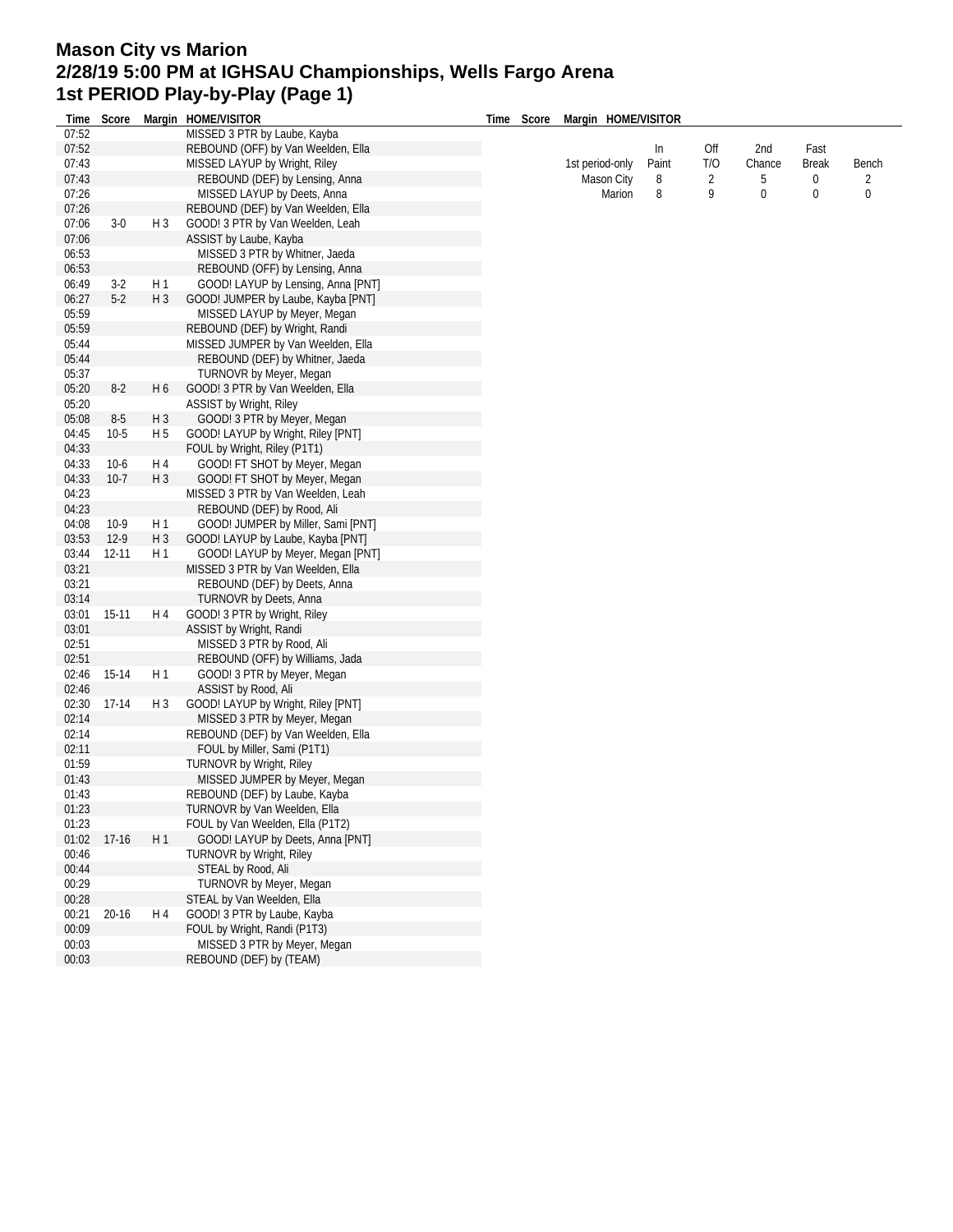# Mason City vs Marion
## 2/28/19 5:00 PM at IGHSAU Championships, Wells Fargo Arena
## 1st PERIOD Play-by-Play (Page 1)

| Time | Score | Margin | HOME/VISITOR |
|---|---|---|---|
| 07:52 | | | MISSED 3 PTR by Laube, Kayba |
| 07:52 | | | REBOUND (OFF) by Van Weelden, Ella |
| 07:43 | | | MISSED LAYUP by Wright, Riley |
| 07:43 | | | REBOUND (DEF) by Lensing, Anna |
| 07:26 | | | MISSED LAYUP by Deets, Anna |
| 07:26 | | | REBOUND (DEF) by Van Weelden, Ella |
| 07:06 | 3-0 | H 3 | GOOD! 3 PTR by Van Weelden, Leah |
| 07:06 | | | ASSIST by Laube, Kayba |
| 06:53 | | | MISSED 3 PTR by Whitner, Jaeda |
| 06:53 | | | REBOUND (OFF) by Lensing, Anna |
| 06:49 | 3-2 | H 1 | GOOD! LAYUP by Lensing, Anna [PNT] |
| 06:27 | 5-2 | H 3 | GOOD! JUMPER by Laube, Kayba [PNT] |
| 05:59 | | | MISSED LAYUP by Meyer, Megan |
| 05:59 | | | REBOUND (DEF) by Wright, Randi |
| 05:44 | | | MISSED JUMPER by Van Weelden, Ella |
| 05:44 | | | REBOUND (DEF) by Whitner, Jaeda |
| 05:37 | | | TURNOVR by Meyer, Megan |
| 05:20 | 8-2 | H 6 | GOOD! 3 PTR by Van Weelden, Ella |
| 05:20 | | | ASSIST by Wright, Riley |
| 05:08 | 8-5 | H 3 | GOOD! 3 PTR by Meyer, Megan |
| 04:45 | 10-5 | H 5 | GOOD! LAYUP by Wright, Riley [PNT] |
| 04:33 | | | FOUL by Wright, Riley (P1T1) |
| 04:33 | 10-6 | H 4 | GOOD! FT SHOT by Meyer, Megan |
| 04:33 | 10-7 | H 3 | GOOD! FT SHOT by Meyer, Megan |
| 04:23 | | | MISSED 3 PTR by Van Weelden, Leah |
| 04:23 | | | REBOUND (DEF) by Rood, Ali |
| 04:08 | 10-9 | H 1 | GOOD! JUMPER by Miller, Sami [PNT] |
| 03:53 | 12-9 | H 3 | GOOD! LAYUP by Laube, Kayba [PNT] |
| 03:44 | 12-11 | H 1 | GOOD! LAYUP by Meyer, Megan [PNT] |
| 03:21 | | | MISSED 3 PTR by Van Weelden, Ella |
| 03:21 | | | REBOUND (DEF) by Deets, Anna |
| 03:14 | | | TURNOVR by Deets, Anna |
| 03:01 | 15-11 | H 4 | GOOD! 3 PTR by Wright, Riley |
| 03:01 | | | ASSIST by Wright, Randi |
| 02:51 | | | MISSED 3 PTR by Rood, Ali |
| 02:51 | | | REBOUND (OFF) by Williams, Jada |
| 02:46 | 15-14 | H 1 | GOOD! 3 PTR by Meyer, Megan |
| 02:46 | | | ASSIST by Rood, Ali |
| 02:30 | 17-14 | H 3 | GOOD! LAYUP by Wright, Riley [PNT] |
| 02:14 | | | MISSED 3 PTR by Meyer, Megan |
| 02:14 | | | REBOUND (DEF) by Van Weelden, Ella |
| 02:11 | | | FOUL by Miller, Sami (P1T1) |
| 01:59 | | | TURNOVR by Wright, Riley |
| 01:43 | | | MISSED JUMPER by Meyer, Megan |
| 01:43 | | | REBOUND (DEF) by Laube, Kayba |
| 01:23 | | | TURNOVR by Van Weelden, Ella |
| 01:23 | | | FOUL by Van Weelden, Ella (P1T2) |
| 01:02 | 17-16 | H 1 | GOOD! LAYUP by Deets, Anna [PNT] |
| 00:46 | | | TURNOVR by Wright, Riley |
| 00:44 | | | STEAL by Rood, Ali |
| 00:29 | | | TURNOVR by Meyer, Megan |
| 00:28 | | | STEAL by Van Weelden, Ella |
| 00:21 | 20-16 | H 4 | GOOD! 3 PTR by Laube, Kayba |
| 00:09 | | | FOUL by Wright, Randi (P1T3) |
| 00:03 | | | MISSED 3 PTR by Meyer, Megan |
| 00:03 | | | REBOUND (DEF) by (TEAM) |

| 1st period-only | In Paint | Off T/O | 2nd Chance | Fast Break | Bench |
|---|---|---|---|---|---|
| Mason City | 8 | 2 | 5 | 0 | 2 |
| Marion | 8 | 9 | 0 | 0 | 0 |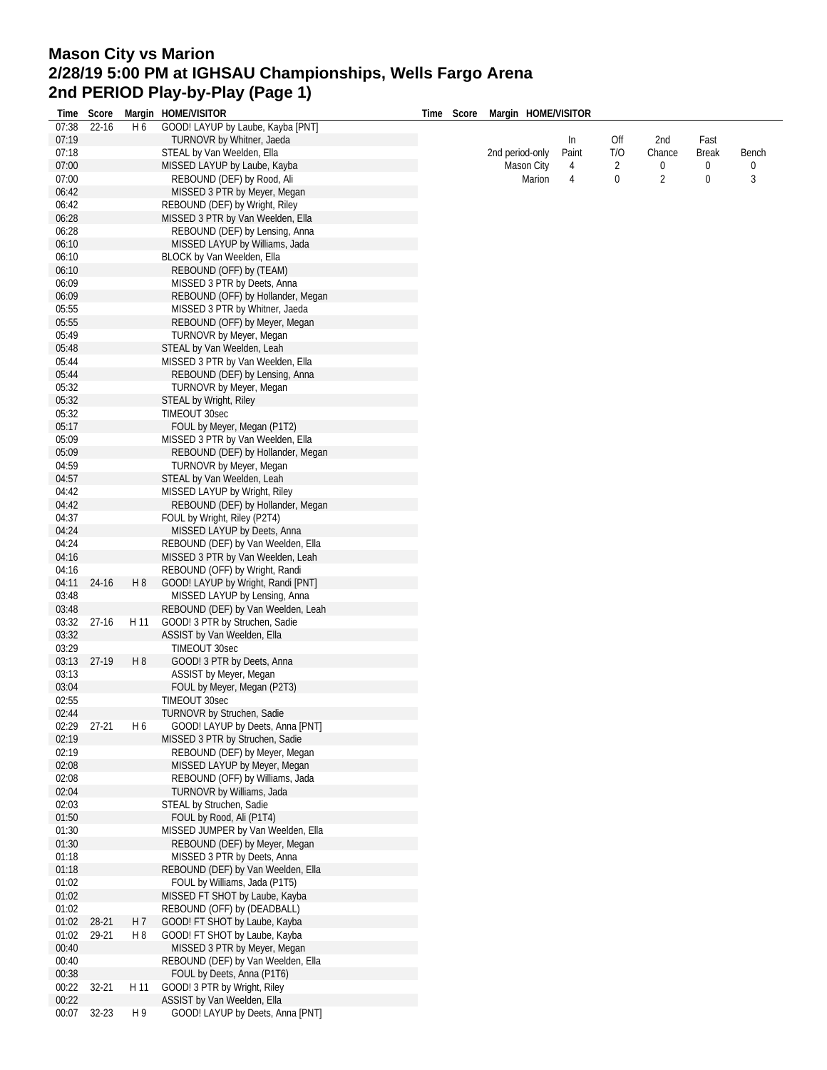# Mason City vs Marion
## 2/28/19 5:00 PM at IGHSAU Championships, Wells Fargo Arena
## 2nd PERIOD Play-by-Play (Page 1)

| Time | Score | Margin | HOME/VISITOR |
|---|---|---|---|
| 07:38 | 22-16 | H 6 | GOOD! LAYUP by Laube, Kayba [PNT] |
| 07:19 | | | TURNOVR by Whitner, Jaeda |
| 07:18 | | | STEAL by Van Weelden, Ella |
| 07:00 | | | MISSED LAYUP by Laube, Kayba |
| 07:00 | | | REBOUND (DEF) by Rood, Ali |
| 06:42 | | | MISSED 3 PTR by Meyer, Megan |
| 06:42 | | | REBOUND (DEF) by Wright, Riley |
| 06:28 | | | MISSED 3 PTR by Van Weelden, Ella |
| 06:28 | | | REBOUND (DEF) by Lensing, Anna |
| 06:10 | | | MISSED LAYUP by Williams, Jada |
| 06:10 | | | BLOCK by Van Weelden, Ella |
| 06:10 | | | REBOUND (OFF) by (TEAM) |
| 06:09 | | | MISSED 3 PTR by Deets, Anna |
| 06:09 | | | REBOUND (OFF) by Hollander, Megan |
| 05:55 | | | MISSED 3 PTR by Whitner, Jaeda |
| 05:55 | | | REBOUND (OFF) by Meyer, Megan |
| 05:49 | | | TURNOVR by Meyer, Megan |
| 05:48 | | | STEAL by Van Weelden, Leah |
| 05:44 | | | MISSED 3 PTR by Van Weelden, Ella |
| 05:44 | | | REBOUND (DEF) by Lensing, Anna |
| 05:32 | | | TURNOVR by Meyer, Megan |
| 05:32 | | | STEAL by Wright, Riley |
| 05:32 | | | TIMEOUT 30sec |
| 05:17 | | | FOUL by Meyer, Megan (P1T2) |
| 05:09 | | | MISSED 3 PTR by Van Weelden, Ella |
| 05:09 | | | REBOUND (DEF) by Hollander, Megan |
| 04:59 | | | TURNOVR by Meyer, Megan |
| 04:57 | | | STEAL by Van Weelden, Leah |
| 04:42 | | | MISSED LAYUP by Wright, Riley |
| 04:42 | | | REBOUND (DEF) by Hollander, Megan |
| 04:37 | | | FOUL by Wright, Riley (P2T4) |
| 04:24 | | | MISSED LAYUP by Deets, Anna |
| 04:24 | | | REBOUND (DEF) by Van Weelden, Ella |
| 04:16 | | | MISSED 3 PTR by Van Weelden, Leah |
| 04:16 | | | REBOUND (OFF) by Wright, Randi |
| 04:11 | 24-16 | H 8 | GOOD! LAYUP by Wright, Randi [PNT] |
| 03:48 | | | MISSED LAYUP by Lensing, Anna |
| 03:48 | | | REBOUND (DEF) by Van Weelden, Leah |
| 03:32 | 27-16 | H 11 | GOOD! 3 PTR by Struchen, Sadie |
| 03:32 | | | ASSIST by Van Weelden, Ella |
| 03:29 | | | TIMEOUT 30sec |
| 03:13 | 27-19 | H 8 | GOOD! 3 PTR by Deets, Anna |
| 03:13 | | | ASSIST by Meyer, Megan |
| 03:04 | | | FOUL by Meyer, Megan (P2T3) |
| 02:55 | | | TIMEOUT 30sec |
| 02:44 | | | TURNOVR by Struchen, Sadie |
| 02:29 | 27-21 | H 6 | GOOD! LAYUP by Deets, Anna [PNT] |
| 02:19 | | | MISSED 3 PTR by Struchen, Sadie |
| 02:19 | | | REBOUND (DEF) by Meyer, Megan |
| 02:08 | | | MISSED LAYUP by Meyer, Megan |
| 02:08 | | | REBOUND (OFF) by Williams, Jada |
| 02:04 | | | TURNOVR by Williams, Jada |
| 02:03 | | | STEAL by Struchen, Sadie |
| 01:50 | | | FOUL by Rood, Ali (P1T4) |
| 01:30 | | | MISSED JUMPER by Van Weelden, Ella |
| 01:30 | | | REBOUND (DEF) by Meyer, Megan |
| 01:18 | | | MISSED 3 PTR by Deets, Anna |
| 01:18 | | | REBOUND (DEF) by Van Weelden, Ella |
| 01:02 | | | FOUL by Williams, Jada (P1T5) |
| 01:02 | | | MISSED FT SHOT by Laube, Kayba |
| 01:02 | | | REBOUND (OFF) by (DEADBALL) |
| 01:02 | 28-21 | H 7 | GOOD! FT SHOT by Laube, Kayba |
| 01:02 | 29-21 | H 8 | GOOD! FT SHOT by Laube, Kayba |
| 00:40 | | | MISSED 3 PTR by Meyer, Megan |
| 00:40 | | | REBOUND (DEF) by Van Weelden, Ella |
| 00:38 | | | FOUL by Deets, Anna (P1T6) |
| 00:22 | 32-21 | H 11 | GOOD! 3 PTR by Wright, Riley |
| 00:22 | | | ASSIST by Van Weelden, Ella |
| 00:07 | 32-23 | H 9 | GOOD! LAYUP by Deets, Anna [PNT] |

| 2nd period-only | In Paint | Off T/O | 2nd Chance | Fast Break | Bench |
|---|---|---|---|---|---|
| Mason City | 4 | 2 | 0 | 0 | 0 |
| Marion | 4 | 0 | 2 | 0 | 3 |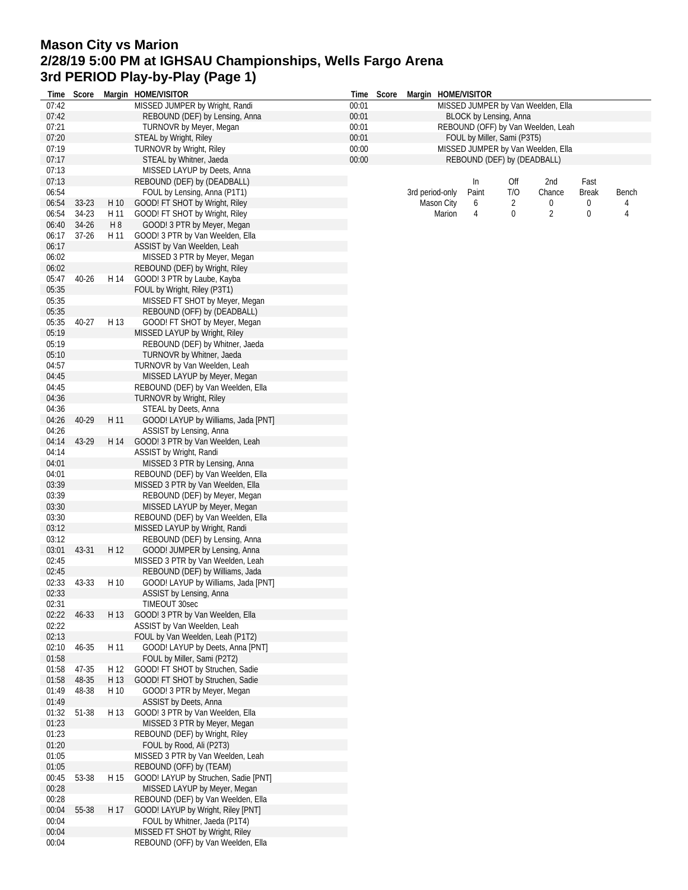# Mason City vs Marion
## 2/28/19 5:00 PM at IGHSAU Championships, Wells Fargo Arena
## 3rd PERIOD Play-by-Play (Page 1)

| Time | Score | Margin | HOME/VISITOR |
|---|---|---|---|
| 07:42 | | | MISSED JUMPER by Wright, Randi |
| 07:42 | | | REBOUND (DEF) by Lensing, Anna |
| 07:21 | | | TURNOVR by Meyer, Megan |
| 07:20 | | | STEAL by Wright, Riley |
| 07:19 | | | TURNOVR by Wright, Riley |
| 07:17 | | | STEAL by Whitner, Jaeda |
| 07:13 | | | MISSED LAYUP by Deets, Anna |
| 07:13 | | | REBOUND (DEF) by (DEADBALL) |
| 06:54 | | | FOUL by Lensing, Anna (P1T1) |
| 06:54 | 33-23 | H 10 | GOOD! FT SHOT by Wright, Riley |
| 06:54 | 34-23 | H 11 | GOOD! FT SHOT by Wright, Riley |
| 06:40 | 34-26 | H 8 | GOOD! 3 PTR by Meyer, Megan |
| 06:17 | 37-26 | H 11 | GOOD! 3 PTR by Van Weelden, Ella |
| 06:17 | | | ASSIST by Van Weelden, Leah |
| 06:02 | | | MISSED 3 PTR by Meyer, Megan |
| 06:02 | | | REBOUND (DEF) by Wright, Riley |
| 05:47 | 40-26 | H 14 | GOOD! 3 PTR by Laube, Kayba |
| 05:35 | | | FOUL by Wright, Riley (P3T1) |
| 05:35 | | | MISSED FT SHOT by Meyer, Megan |
| 05:35 | | | REBOUND (OFF) by (DEADBALL) |
| 05:35 | 40-27 | H 13 | GOOD! FT SHOT by Meyer, Megan |
| 05:19 | | | MISSED LAYUP by Wright, Riley |
| 05:19 | | | REBOUND (DEF) by Whitner, Jaeda |
| 05:10 | | | TURNOVR by Whitner, Jaeda |
| 04:57 | | | TURNOVR by Van Weelden, Leah |
| 04:45 | | | MISSED LAYUP by Meyer, Megan |
| 04:45 | | | REBOUND (DEF) by Van Weelden, Ella |
| 04:36 | | | TURNOVR by Wright, Riley |
| 04:36 | | | STEAL by Deets, Anna |
| 04:26 | 40-29 | H 11 | GOOD! LAYUP by Williams, Jada [PNT] |
| 04:26 | | | ASSIST by Lensing, Anna |
| 04:14 | 43-29 | H 14 | GOOD! 3 PTR by Van Weelden, Leah |
| 04:14 | | | ASSIST by Wright, Randi |
| 04:01 | | | MISSED 3 PTR by Lensing, Anna |
| 04:01 | | | REBOUND (DEF) by Van Weelden, Ella |
| 03:39 | | | MISSED 3 PTR by Van Weelden, Ella |
| 03:39 | | | REBOUND (DEF) by Meyer, Megan |
| 03:30 | | | MISSED LAYUP by Meyer, Megan |
| 03:30 | | | REBOUND (DEF) by Van Weelden, Ella |
| 03:12 | | | MISSED LAYUP by Wright, Randi |
| 03:12 | | | REBOUND (DEF) by Lensing, Anna |
| 03:01 | 43-31 | H 12 | GOOD! JUMPER by Lensing, Anna |
| 02:45 | | | MISSED 3 PTR by Van Weelden, Leah |
| 02:45 | | | REBOUND (DEF) by Williams, Jada |
| 02:33 | 43-33 | H 10 | GOOD! LAYUP by Williams, Jada [PNT] |
| 02:33 | | | ASSIST by Lensing, Anna |
| 02:31 | | | TIMEOUT 30sec |
| 02:22 | 46-33 | H 13 | GOOD! 3 PTR by Van Weelden, Ella |
| 02:22 | | | ASSIST by Van Weelden, Leah |
| 02:13 | | | FOUL by Van Weelden, Leah (P1T2) |
| 02:10 | 46-35 | H 11 | GOOD! LAYUP by Deets, Anna [PNT] |
| 01:58 | | | FOUL by Miller, Sami (P2T2) |
| 01:58 | 47-35 | H 12 | GOOD! FT SHOT by Struchen, Sadie |
| 01:58 | 48-35 | H 13 | GOOD! FT SHOT by Struchen, Sadie |
| 01:49 | 48-38 | H 10 | GOOD! 3 PTR by Meyer, Megan |
| 01:49 | | | ASSIST by Deets, Anna |
| 01:32 | 51-38 | H 13 | GOOD! 3 PTR by Van Weelden, Ella |
| 01:23 | | | MISSED 3 PTR by Meyer, Megan |
| 01:23 | | | REBOUND (DEF) by Wright, Riley |
| 01:20 | | | FOUL by Rood, Ali (P2T3) |
| 01:05 | | | MISSED 3 PTR by Van Weelden, Leah |
| 01:05 | | | REBOUND (OFF) by (TEAM) |
| 00:45 | 53-38 | H 15 | GOOD! LAYUP by Struchen, Sadie [PNT] |
| 00:28 | | | MISSED LAYUP by Meyer, Megan |
| 00:28 | | | REBOUND (DEF) by Van Weelden, Ella |
| 00:04 | 55-38 | H 17 | GOOD! LAYUP by Wright, Riley [PNT] |
| 00:04 | | | FOUL by Whitner, Jaeda (P1T4) |
| 00:04 | | | MISSED FT SHOT by Wright, Riley |
| 00:04 | | | REBOUND (OFF) by Van Weelden, Ella |
| 00:01 | | | MISSED JUMPER by Van Weelden, Ella |
| 00:01 | | | BLOCK by Lensing, Anna |
| 00:01 | | | REBOUND (OFF) by Van Weelden, Leah |
| 00:01 | | | FOUL by Miller, Sami (P3T5) |
| 00:00 | | | MISSED JUMPER by Van Weelden, Ella |
| 00:00 | | | REBOUND (DEF) by (DEADBALL) |

| 3rd period-only | In Paint | Off T/O | 2nd Chance | Fast Break | Bench |
|---|---|---|---|---|---|
| Mason City | 6 | 2 | 0 | 0 | 4 |
| Marion | 4 | 0 | 2 | 0 | 4 |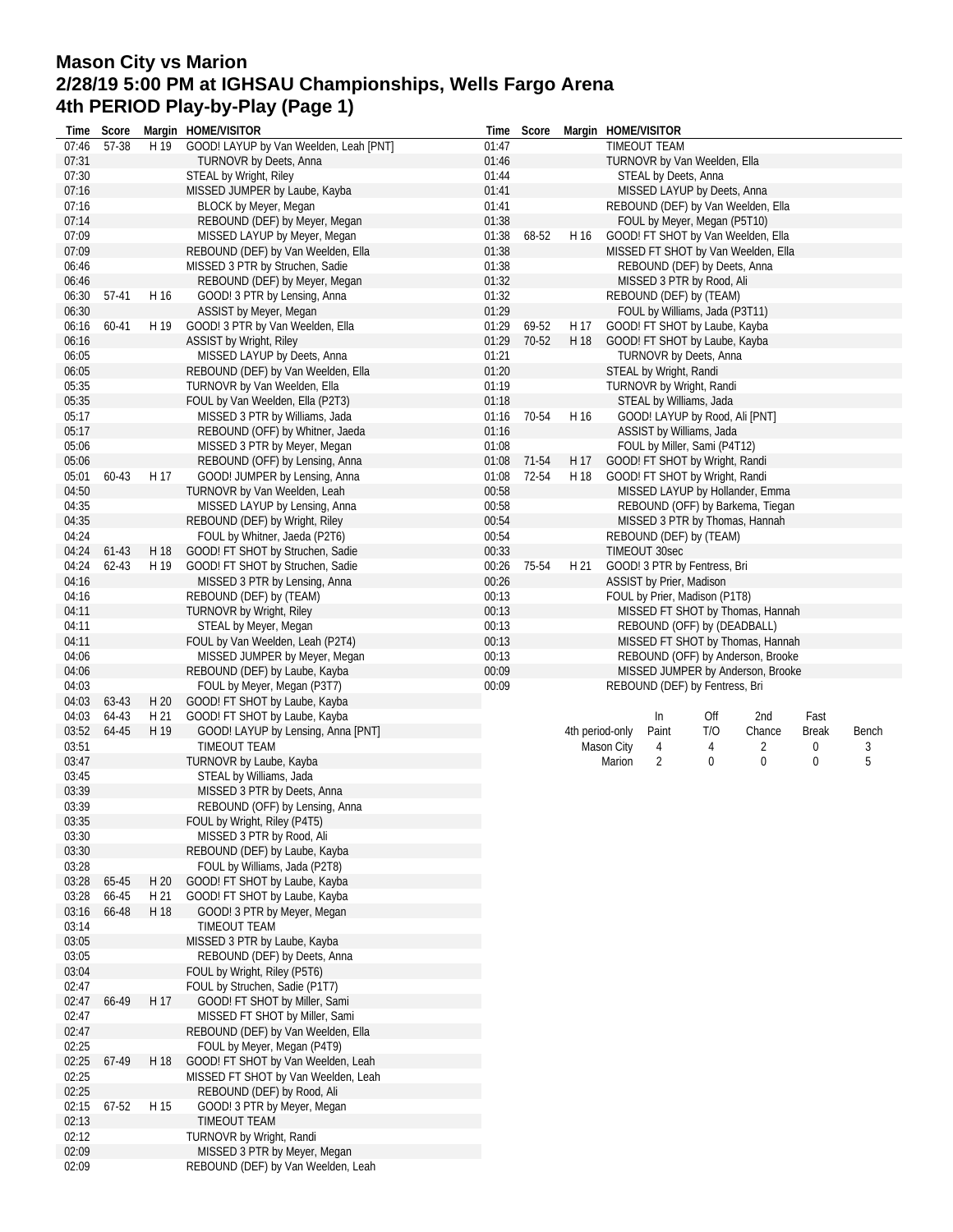# Mason City vs Marion
## 2/28/19 5:00 PM at IGHSAU Championships, Wells Fargo Arena
## 4th PERIOD Play-by-Play (Page 1)

| Time | Score | Margin | HOME/VISITOR |
|---|---|---|---|
| 07:46 | 57-38 | H 19 | GOOD! LAYUP by Van Weelden, Leah [PNT] |
| 07:31 | | | TURNOVR by Deets, Anna |
| 07:30 | | | STEAL by Wright, Riley |
| 07:16 | | | MISSED JUMPER by Laube, Kayba |
| 07:16 | | | BLOCK by Meyer, Megan |
| 07:14 | | | REBOUND (DEF) by Meyer, Megan |
| 07:09 | | | MISSED LAYUP by Meyer, Megan |
| 07:09 | | | REBOUND (DEF) by Van Weelden, Ella |
| 06:46 | | | MISSED 3 PTR by Struchen, Sadie |
| 06:46 | | | REBOUND (DEF) by Meyer, Megan |
| 06:30 | 57-41 | H 16 | GOOD! 3 PTR by Lensing, Anna |
| 06:30 | | | ASSIST by Meyer, Megan |
| 06:16 | 60-41 | H 19 | GOOD! 3 PTR by Van Weelden, Ella |
| 06:16 | | | ASSIST by Wright, Riley |
| 06:05 | | | MISSED LAYUP by Deets, Anna |
| 06:05 | | | REBOUND (DEF) by Van Weelden, Ella |
| 05:35 | | | TURNOVR by Van Weelden, Ella |
| 05:35 | | | FOUL by Van Weelden, Ella (P2T3) |
| 05:17 | | | MISSED 3 PTR by Williams, Jada |
| 05:17 | | | REBOUND (OFF) by Whitner, Jaeda |
| 05:06 | | | MISSED 3 PTR by Meyer, Megan |
| 05:06 | | | REBOUND (OFF) by Lensing, Anna |
| 05:01 | 60-43 | H 17 | GOOD! JUMPER by Lensing, Anna |
| 04:50 | | | TURNOVR by Van Weelden, Leah |
| 04:35 | | | MISSED LAYUP by Lensing, Anna |
| 04:35 | | | REBOUND (DEF) by Wright, Riley |
| 04:24 | | | FOUL by Whitner, Jaeda (P2T6) |
| 04:24 | 61-43 | H 18 | GOOD! FT SHOT by Struchen, Sadie |
| 04:24 | 62-43 | H 19 | GOOD! FT SHOT by Struchen, Sadie |
| 04:16 | | | MISSED 3 PTR by Lensing, Anna |
| 04:16 | | | REBOUND (DEF) by (TEAM) |
| 04:11 | | | TURNOVR by Wright, Riley |
| 04:11 | | | STEAL by Meyer, Megan |
| 04:11 | | | FOUL by Van Weelden, Leah (P2T4) |
| 04:06 | | | MISSED JUMPER by Meyer, Megan |
| 04:06 | | | REBOUND (DEF) by Laube, Kayba |
| 04:03 | | | FOUL by Meyer, Megan (P3T7) |
| 04:03 | 63-43 | H 20 | GOOD! FT SHOT by Laube, Kayba |
| 04:03 | 64-43 | H 21 | GOOD! FT SHOT by Laube, Kayba |
| 03:52 | 64-45 | H 19 | GOOD! LAYUP by Lensing, Anna [PNT] |
| 03:51 | | | TIMEOUT TEAM |
| 03:47 | | | TURNOVR by Laube, Kayba |
| 03:45 | | | STEAL by Williams, Jada |
| 03:39 | | | MISSED 3 PTR by Deets, Anna |
| 03:39 | | | REBOUND (OFF) by Lensing, Anna |
| 03:35 | | | FOUL by Wright, Riley (P4T5) |
| 03:30 | | | MISSED 3 PTR by Rood, Ali |
| 03:30 | | | REBOUND (DEF) by Laube, Kayba |
| 03:28 | | | FOUL by Williams, Jada (P2T8) |
| 03:28 | 65-45 | H 20 | GOOD! FT SHOT by Laube, Kayba |
| 03:28 | 66-45 | H 21 | GOOD! FT SHOT by Laube, Kayba |
| 03:16 | 66-48 | H 18 | GOOD! 3 PTR by Meyer, Megan |
| 03:14 | | | TIMEOUT TEAM |
| 03:05 | | | MISSED 3 PTR by Laube, Kayba |
| 03:05 | | | REBOUND (DEF) by Deets, Anna |
| 03:04 | | | FOUL by Wright, Riley (P5T6) |
| 02:47 | | | FOUL by Struchen, Sadie (P1T7) |
| 02:47 | 66-49 | H 17 | GOOD! FT SHOT by Miller, Sami |
| 02:47 | | | MISSED FT SHOT by Miller, Sami |
| 02:47 | | | REBOUND (DEF) by Van Weelden, Ella |
| 02:25 | | | FOUL by Meyer, Megan (P4T9) |
| 02:25 | 67-49 | H 18 | GOOD! FT SHOT by Van Weelden, Leah |
| 02:25 | | | MISSED FT SHOT by Van Weelden, Leah |
| 02:25 | | | REBOUND (DEF) by Rood, Ali |
| 02:15 | 67-52 | H 15 | GOOD! 3 PTR by Meyer, Megan |
| 02:13 | | | TIMEOUT TEAM |
| 02:12 | | | TURNOVR by Wright, Randi |
| 02:09 | | | MISSED 3 PTR by Meyer, Megan |
| 02:09 | | | REBOUND (DEF) by Van Weelden, Leah |
| 01:47 | | | TIMEOUT TEAM |
| 01:46 | | | TURNOVR by Van Weelden, Ella |
| 01:44 | | | STEAL by Deets, Anna |
| 01:41 | | | MISSED LAYUP by Deets, Anna |
| 01:41 | | | REBOUND (DEF) by Van Weelden, Ella |
| 01:38 | | | FOUL by Meyer, Megan (P5T10) |
| 01:38 | 68-52 | H 16 | GOOD! FT SHOT by Van Weelden, Ella |
| 01:38 | | | MISSED FT SHOT by Van Weelden, Ella |
| 01:38 | | | REBOUND (DEF) by Deets, Anna |
| 01:32 | | | MISSED 3 PTR by Rood, Ali |
| 01:32 | | | REBOUND (DEF) by (TEAM) |
| 01:29 | | | FOUL by Williams, Jada (P3T11) |
| 01:29 | 69-52 | H 17 | GOOD! FT SHOT by Laube, Kayba |
| 01:29 | 70-52 | H 18 | GOOD! FT SHOT by Laube, Kayba |
| 01:21 | | | TURNOVR by Deets, Anna |
| 01:20 | | | STEAL by Wright, Randi |
| 01:19 | | | TURNOVR by Wright, Randi |
| 01:18 | | | STEAL by Williams, Jada |
| 01:16 | 70-54 | H 16 | GOOD! LAYUP by Rood, Ali [PNT] |
| 01:16 | | | ASSIST by Williams, Jada |
| 01:08 | | | FOUL by Miller, Sami (P4T12) |
| 01:08 | 71-54 | H 17 | GOOD! FT SHOT by Wright, Randi |
| 01:08 | 72-54 | H 18 | GOOD! FT SHOT by Wright, Randi |
| 00:58 | | | MISSED LAYUP by Hollander, Emma |
| 00:58 | | | REBOUND (OFF) by Barkema, Tiegan |
| 00:54 | | | MISSED 3 PTR by Thomas, Hannah |
| 00:54 | | | REBOUND (DEF) by (TEAM) |
| 00:33 | | | TIMEOUT 30sec |
| 00:26 | 75-54 | H 21 | GOOD! 3 PTR by Fentress, Bri |
| 00:26 | | | ASSIST by Prier, Madison |
| 00:13 | | | FOUL by Prier, Madison (P1T8) |
| 00:13 | | | MISSED FT SHOT by Thomas, Hannah |
| 00:13 | | | REBOUND (OFF) by (DEADBALL) |
| 00:13 | | | MISSED FT SHOT by Thomas, Hannah |
| 00:13 | | | REBOUND (OFF) by Anderson, Brooke |
| 00:09 | | | MISSED JUMPER by Anderson, Brooke |
| 00:09 | | | REBOUND (DEF) by Fentress, Bri |

| 4th period-only | In Paint | Off T/O | 2nd Chance | Fast Break | Bench |
|---|---|---|---|---|---|
| Mason City | 4 | 4 | 2 | 0 | 3 |
| Marion | 2 | 0 | 0 | 0 | 5 |